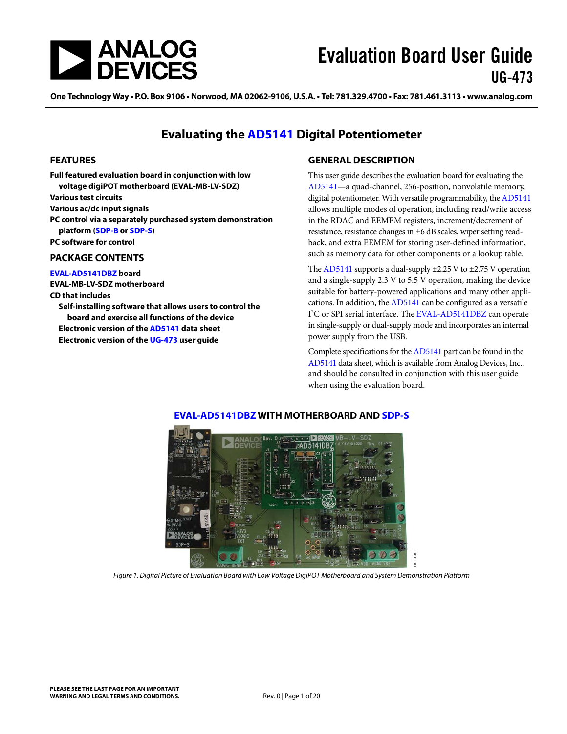# Evaluation Board User Guide
## UG-473

One Technology Way • P.O. Box 9106 • Norwood, MA 02062-9106, U.S.A. • Tel: 781.329.4700 • Fax: 781.461.3113 • www.analog.com

# Evaluating the AD5141 Digital Potentiometer

## FEATURES

**Full featured evaluation board in conjunction with low voltage digiPOT motherboard (EVAL-MB-LV-SDZ)**
**Various test circuits**
**Various ac/dc input signals**
**PC control via a separately purchased system demonstration platform (SDP-B or SDP-S)**
**PC software for control**

## PACKAGE CONTENTS

**EVAL-AD5141DBZ board**
**EVAL-MB-LV-SDZ motherboard**
**CD that includes**
- **Self-installing software that allows users to control the board and exercise all functions of the device**
- **Electronic version of the AD5141 data sheet**
- **Electronic version of the UG-473 user guide**

## GENERAL DESCRIPTION

This user guide describes the evaluation board for evaluating the AD5141—a quad-channel, 256-position, nonvolatile memory, digital potentiometer. With versatile programmability, the AD5141 allows multiple modes of operation, including read/write access in the RDAC and EEMEM registers, increment/decrement of resistance, resistance changes in ±6 dB scales, wiper setting read-back, and extra EEMEM for storing user-defined information, such as memory data for other components or a lookup table.

The AD5141 supports a dual-supply ±2.25 V to ±2.75 V operation and a single-supply 2.3 V to 5.5 V operation, making the device suitable for battery-powered applications and many other applications. In addition, the AD5141 can be configured as a versatile I²C or SPI serial interface. The EVAL-AD5141DBZ can operate in single-supply or dual-supply mode and incorporates an internal power supply from the USB.

Complete specifications for the AD5141 part can be found in the AD5141 data sheet, which is available from Analog Devices, Inc., and should be consulted in conjunction with this user guide when using the evaluation board.

## EVAL-AD5141DBZ WITH MOTHERBOARD AND SDP-S

*Figure 1. Digital Picture of Evaluation Board with Low Voltage DigiPOT Motherboard and System Demonstration Platform*

PLEASE SEE THE LAST PAGE FOR AN IMPORTANT WARNING AND LEGAL TERMS AND CONDITIONS.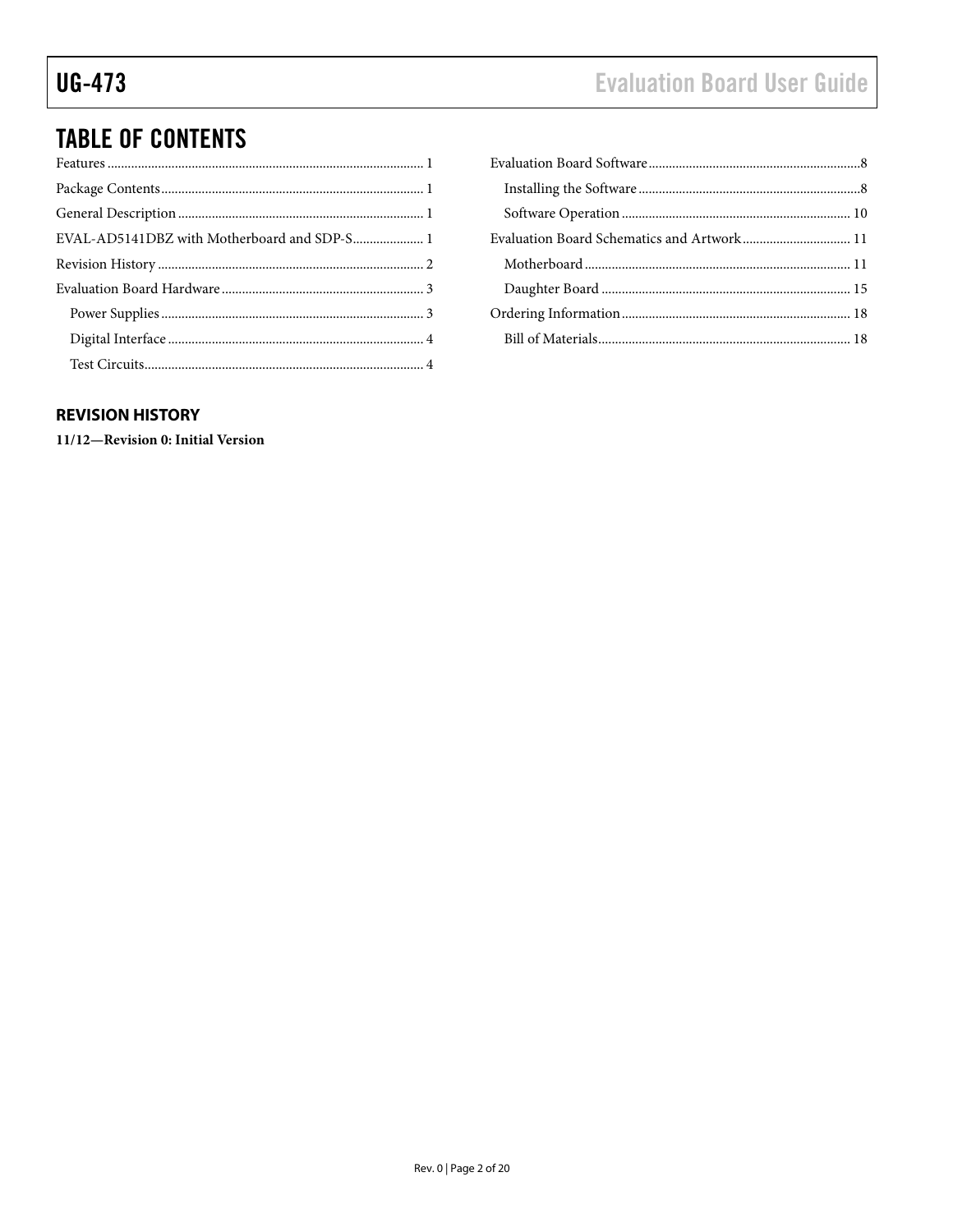## TABLE OF CONTENTS

Features .......................................................................................... 1
Package Contents .......................................................................... 1
General Description ...................................................................... 1
EVAL-AD5141DBZ with Motherboard and SDP-S ..................... 1
Revision History ............................................................................ 2
Evaluation Board Hardware ......................................................... 3
  Power Supplies ........................................................................... 3
  Digital Interface .......................................................................... 4
  Test Circuits ................................................................................ 4
Evaluation Board Software ............................................................ 8
  Installing the Software ............................................................... 8
  Software Operation .................................................................. 10
Evaluation Board Schematics and Artwork ................................ 11
  Motherboard ............................................................................. 11
  Daughter Board ........................................................................ 15
Ordering Information .................................................................. 18
  Bill of Materials ......................................................................... 18

### REVISION HISTORY

**11/12—Revision 0: Initial Version**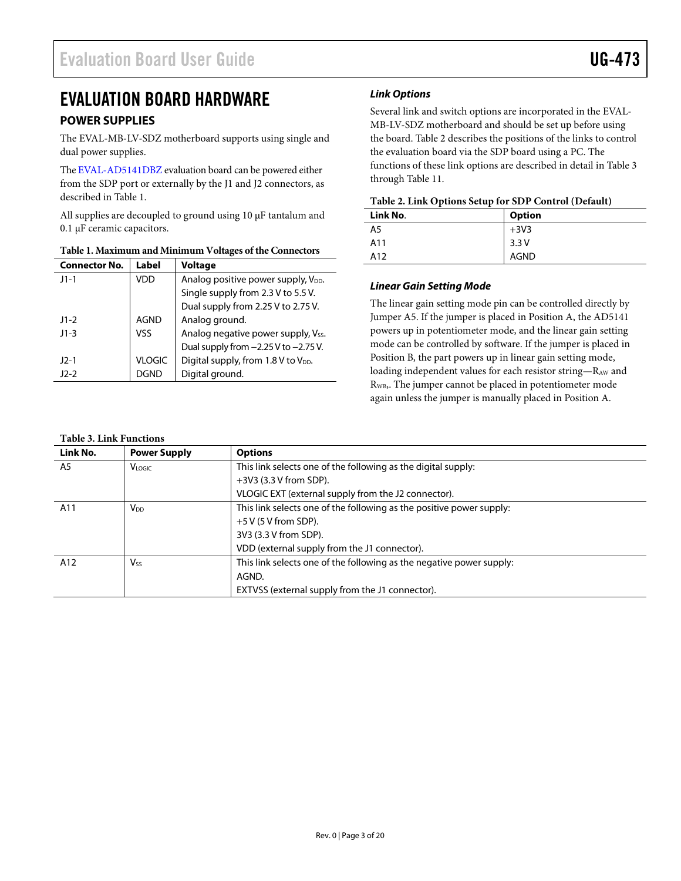# EVALUATION BOARD HARDWARE

## POWER SUPPLIES

The EVAL-MB-LV-SDZ motherboard supports using single and dual power supplies.

The EVAL-AD5141DBZ evaluation board can be powered either from the SDP port or externally by the J1 and J2 connectors, as described in Table 1.

All supplies are decoupled to ground using 10 μF tantalum and 0.1 μF ceramic capacitors.

**Table 1. Maximum and Minimum Voltages of the Connectors**

| Connector No. | Label | Voltage |
|---|---|---|
| J1-1 | VDD | Analog positive power supply, $V_{DD}$. Single supply from 2.3 V to 5.5 V. Dual supply from 2.25 V to 2.75 V. |
| J1-2 | AGND | Analog ground. |
| J1-3 | VSS | Analog negative power supply, $V_{SS}$. Dual supply from −2.25 V to −2.75 V. |
| J2-1 | VLOGIC | Digital supply, from 1.8 V to $V_{DD}$. |
| J2-2 | DGND | Digital ground. |

### *Link Options*

Several link and switch options are incorporated in the EVAL-MB-LV-SDZ motherboard and should be set up before using the board. Table 2 describes the positions of the links to control the evaluation board via the SDP board using a PC. The functions of these link options are described in detail in Table 3 through Table 11.

**Table 2. Link Options Setup for SDP Control (Default)**

| Link No. | Option |
|---|---|
| A5 | +3V3 |
| A11 | 3.3 V |
| A12 | AGND |

### *Linear Gain Setting Mode*

The linear gain setting mode pin can be controlled directly by Jumper A5. If the jumper is placed in Position A, the AD5141 powers up in potentiometer mode, and the linear gain setting mode can be controlled by software. If the jumper is placed in Position B, the part powers up in linear gain setting mode, loading independent values for each resistor string—$R_{AW}$ and $R_{WB}$,. The jumper cannot be placed in potentiometer mode again unless the jumper is manually placed in Position A.

**Table 3. Link Functions**

| Link No. | Power Supply | Options |
|---|---|---|
| A5 | $V_{LOGIC}$ | This link selects one of the following as the digital supply: +3V3 (3.3 V from SDP). VLOGIC EXT (external supply from the J2 connector). |
| A11 | $V_{DD}$ | This link selects one of the following as the positive power supply: +5 V (5 V from SDP). 3V3 (3.3 V from SDP). VDD (external supply from the J1 connector). |
| A12 | $V_{SS}$ | This link selects one of the following as the negative power supply: AGND. EXTVSS (external supply from the J1 connector). |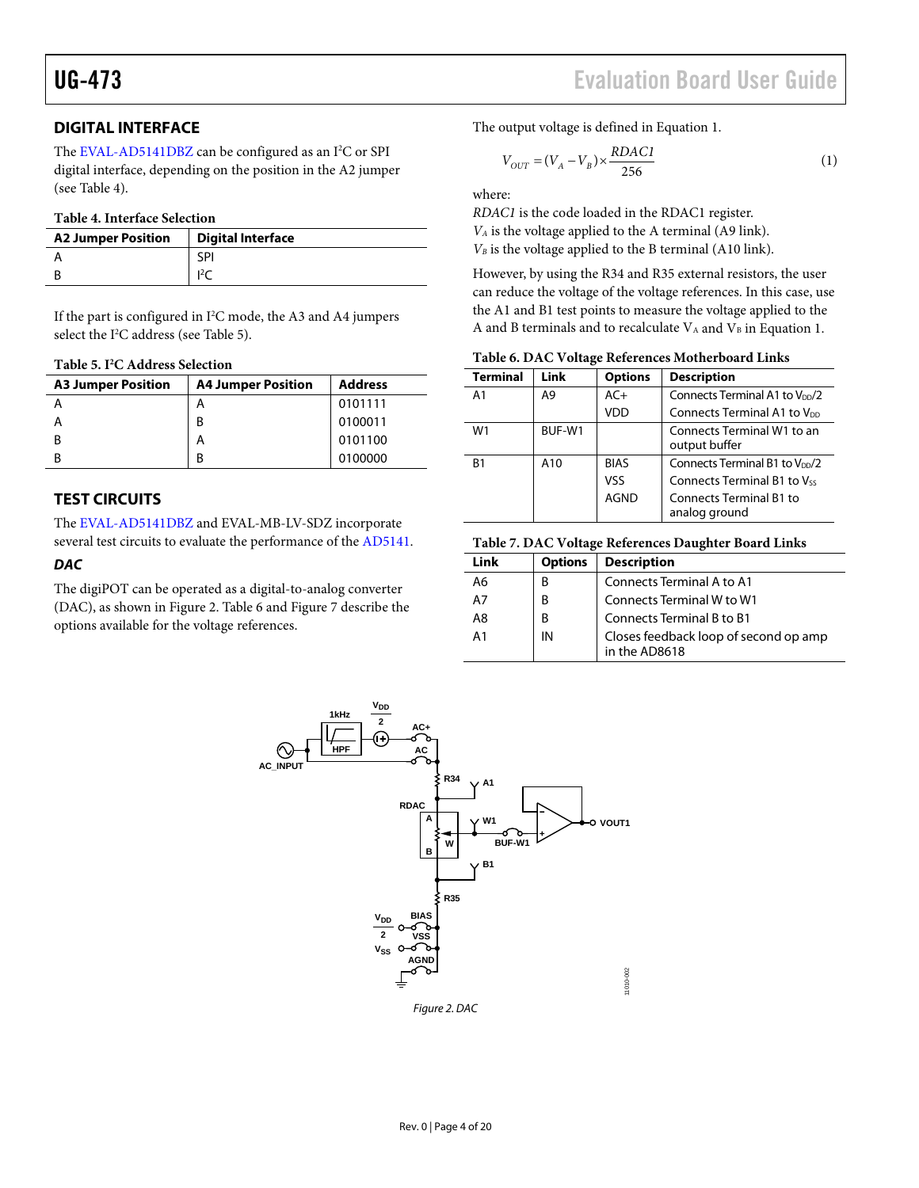## DIGITAL INTERFACE

The EVAL-AD5141DBZ can be configured as an $I^2C$ or SPI digital interface, depending on the position in the A2 jumper (see Table 4).

**Table 4. Interface Selection**

| A2 Jumper Position | Digital Interface |
|---|---|
| A | SPI |
| B | $I^2C$ |

If the part is configured in $I^2C$ mode, the A3 and A4 jumpers select the $I^2C$ address (see Table 5).

**Table 5. $I^2C$ Address Selection**

| A3 Jumper Position | A4 Jumper Position | Address |
|---|---|---|
| A | A | 0101111 |
| A | B | 0100011 |
| B | A | 0101100 |
| B | B | 0100000 |

## TEST CIRCUITS

The EVAL-AD5141DBZ and EVAL-MB-LV-SDZ incorporate several test circuits to evaluate the performance of the AD5141.

### *DAC*

The digiPOT can be operated as a digital-to-analog converter (DAC), as shown in Figure 2. Table 6 and Figure 7 describe the options available for the voltage references.

The output voltage is defined in Equation 1.

$$V_{OUT} = (V_A - V_B) \times \frac{RDAC1}{256} \quad (1)$$

where:
*RDAC1* is the code loaded in the RDAC1 register.
$V_A$ is the voltage applied to the A terminal (A9 link).
$V_B$ is the voltage applied to the B terminal (A10 link).

However, by using the R34 and R35 external resistors, the user can reduce the voltage of the voltage references. In this case, use the A1 and B1 test points to measure the voltage applied to the A and B terminals and to recalculate $V_A$ and $V_B$ in Equation 1.

**Table 6. DAC Voltage References Motherboard Links**

| Terminal | Link | Options | Description |
|---|---|---|---|
| A1 | A9 | AC+ | Connects Terminal A1 to $V_{DD}/2$ |
| | | VDD | Connects Terminal A1 to $V_{DD}$ |
| W1 | BUF-W1 | | Connects Terminal W1 to an output buffer |
| B1 | A10 | BIAS | Connects Terminal B1 to $V_{DD}/2$ |
| | | VSS | Connects Terminal B1 to $V_{SS}$ |
| | | AGND | Connects Terminal B1 to analog ground |

**Table 7. DAC Voltage References Daughter Board Links**

| Link | Options | Description |
|---|---|---|
| A6 | B | Connects Terminal A to A1 |
| A7 | B | Connects Terminal W to W1 |
| A8 | B | Connects Terminal B to B1 |
| A1 | IN | Closes feedback loop of second op amp in the AD8618 |

*Figure 2. DAC*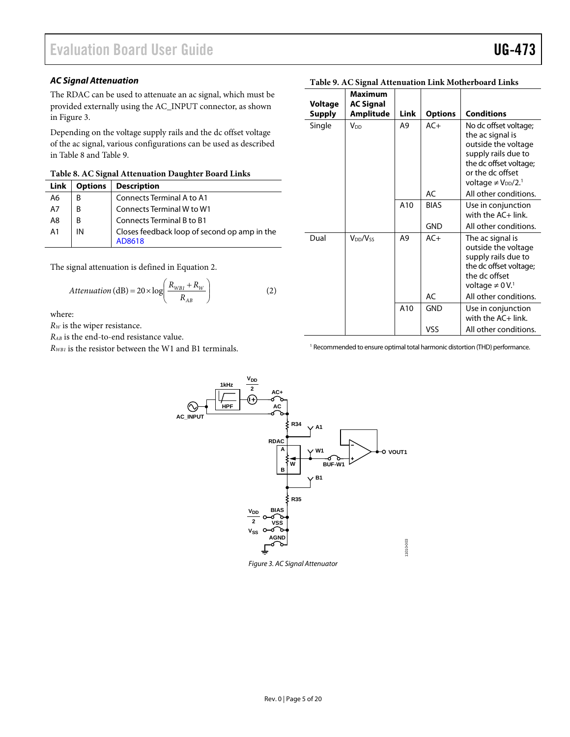### AC Signal Attenuation

The RDAC can be used to attenuate an ac signal, which must be provided externally using the AC_INPUT connector, as shown in Figure 3.

Depending on the voltage supply rails and the dc offset voltage of the ac signal, various configurations can be used as described in Table 8 and Table 9.

**Table 8. AC Signal Attenuation Daughter Board Links**

| Link | Options | Description |
|---|---|---|
| A6 | B | Connects Terminal A to A1 |
| A7 | B | Connects Terminal W to W1 |
| A8 | B | Connects Terminal B to B1 |
| A1 | IN | Closes feedback loop of second op amp in the AD8618 |

The signal attenuation is defined in Equation 2.

$$Attenuation\,(\text{dB}) = 20 \times \log\left(\frac{R_{WB1} + R_W}{R_{AB}}\right) \quad (2)$$

where:
$R_W$ is the wiper resistance.
$R_{AB}$ is the end-to-end resistance value.
$R_{WB1}$ is the resistor between the W1 and B1 terminals.

**Table 9. AC Signal Attenuation Link Motherboard Links**

| Voltage Supply | Maximum AC Signal Amplitude | Link | Options | Conditions |
|---|---|---|---|---|
| Single | $V_{DD}$ | A9 | AC+ | No dc offset voltage; the ac signal is outside the voltage supply rails due to the dc offset voltage; or the dc offset voltage ≠ $V_{DD}/2$.[1] |
| | | | AC | All other conditions. |
| | | A10 | BIAS | Use in conjunction with the AC+ link. |
| | | | GND | All other conditions. |
| Dual | $V_{DD}/V_{SS}$ | A9 | AC+ | The ac signal is outside the voltage supply rails due to the dc offset voltage; the dc offset voltage ≠ 0 V.[1] |
| | | | AC | All other conditions. |
| | | A10 | GND | Use in conjunction with the AC+ link. |
| | | | VSS | All other conditions. |

[1] Recommended to ensure optimal total harmonic distortion (THD) performance.

Figure 3. AC Signal Attenuator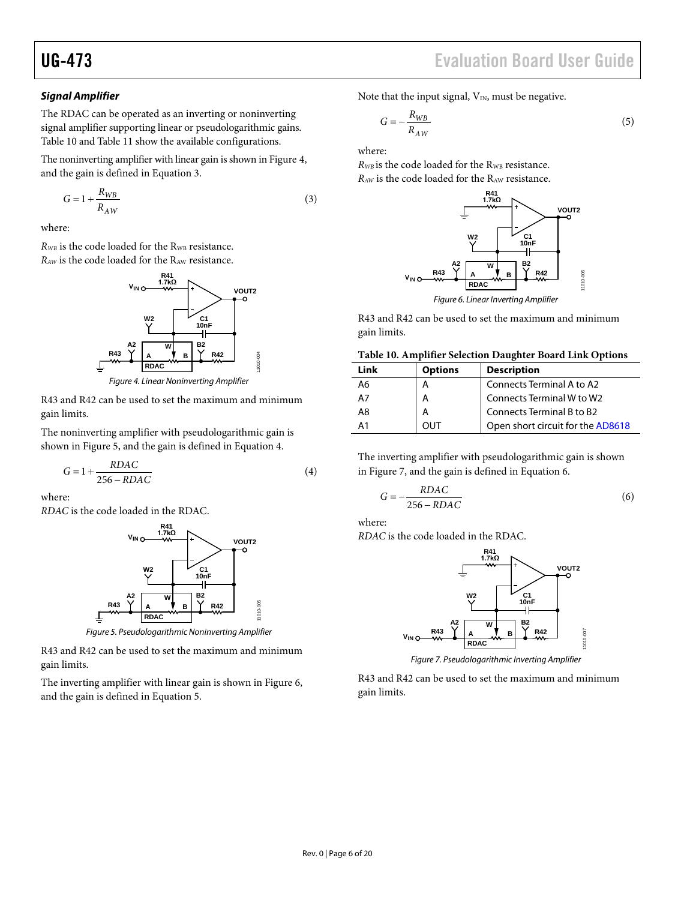### *Signal Amplifier*

The RDAC can be operated as an inverting or noninverting signal amplifier supporting linear or pseudologarithmic gains. Table 10 and Table 11 show the available configurations.

The noninverting amplifier with linear gain is shown in Figure 4, and the gain is defined in Equation 3.

$$G = 1 + \frac{R_{WB}}{R_{AW}} \quad (3)$$

where:

$R_{WB}$ is the code loaded for the $R_{WB}$ resistance.
$R_{AW}$ is the code loaded for the $R_{AW}$ resistance.

*Figure 4. Linear Noninverting Amplifier*

R43 and R42 can be used to set the maximum and minimum gain limits.

The noninverting amplifier with pseudologarithmic gain is shown in Figure 5, and the gain is defined in Equation 4.

$$G = 1 + \frac{RDAC}{256 - RDAC} \quad (4)$$

where:
*RDAC* is the code loaded in the RDAC.

*Figure 5. Pseudologarithmic Noninverting Amplifier*

R43 and R42 can be used to set the maximum and minimum gain limits.

The inverting amplifier with linear gain is shown in Figure 6, and the gain is defined in Equation 5.

Note that the input signal, $V_{IN}$, must be negative.

$$G = -\frac{R_{WB}}{R_{AW}} \quad (5)$$

where:
$R_{WB}$ is the code loaded for the $R_{WB}$ resistance.
$R_{AW}$ is the code loaded for the $R_{AW}$ resistance.

*Figure 6. Linear Inverting Amplifier*

R43 and R42 can be used to set the maximum and minimum gain limits.

**Table 10. Amplifier Selection Daughter Board Link Options**

| Link | Options | Description |
|---|---|---|
| A6 | A | Connects Terminal A to A2 |
| A7 | A | Connects Terminal W to W2 |
| A8 | A | Connects Terminal B to B2 |
| A1 | OUT | Open short circuit for the AD8618 |

The inverting amplifier with pseudologarithmic gain is shown in Figure 7, and the gain is defined in Equation 6.

$$G = -\frac{RDAC}{256 - RDAC} \quad (6)$$

where:
*RDAC* is the code loaded in the RDAC.

*Figure 7. Pseudologarithmic Inverting Amplifier*

R43 and R42 can be used to set the maximum and minimum gain limits.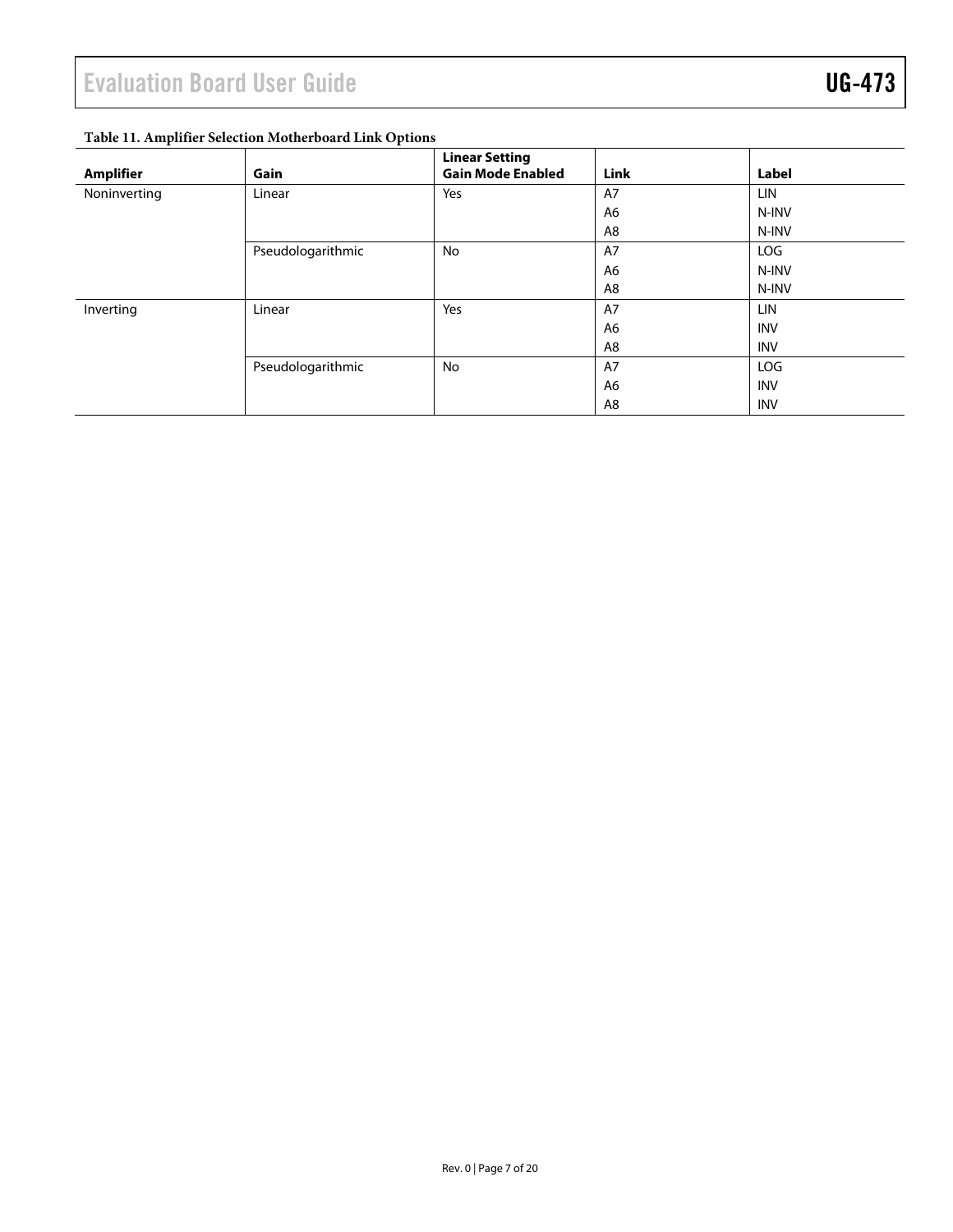Table 11. Amplifier Selection Motherboard Link Options

| Amplifier | Gain | Linear Setting Gain Mode Enabled | Link | Label |
|---|---|---|---|---|
| Noninverting | Linear | Yes | A7 | LIN |
| | | | A6 | N-INV |
| | | | A8 | N-INV |
| | Pseudologarithmic | No | A7 | LOG |
| | | | A6 | N-INV |
| | | | A8 | N-INV |
| Inverting | Linear | Yes | A7 | LIN |
| | | | A6 | INV |
| | | | A8 | INV |
| | Pseudologarithmic | No | A7 | LOG |
| | | | A6 | INV |
| | | | A8 | INV |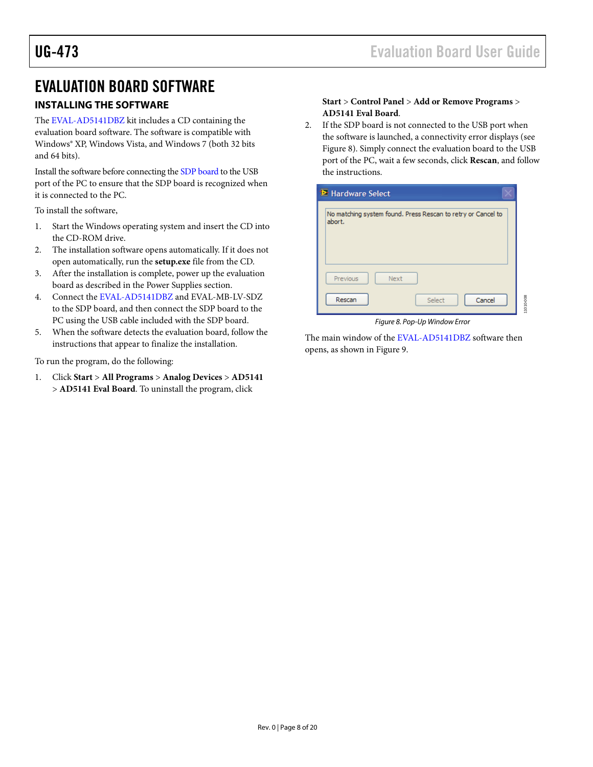# EVALUATION BOARD SOFTWARE

## INSTALLING THE SOFTWARE

The EVAL-AD5141DBZ kit includes a CD containing the evaluation board software. The software is compatible with Windows® XP, Windows Vista, and Windows 7 (both 32 bits and 64 bits).

Install the software before connecting the SDP board to the USB port of the PC to ensure that the SDP board is recognized when it is connected to the PC.

To install the software,

1. Start the Windows operating system and insert the CD into the CD-ROM drive.
2. The installation software opens automatically. If it does not open automatically, run the **setup.exe** file from the CD.
3. After the installation is complete, power up the evaluation board as described in the Power Supplies section.
4. Connect the EVAL-AD5141DBZ and EVAL-MB-LV-SDZ to the SDP board, and then connect the SDP board to the PC using the USB cable included with the SDP board.
5. When the software detects the evaluation board, follow the instructions that appear to finalize the installation.

To run the program, do the following:

1. Click **Start** > **All Programs** > **Analog Devices** > **AD5141** > **AD5141 Eval Board**. To uninstall the program, click **Start** > **Control Panel** > **Add or Remove Programs** > **AD5141 Eval Board**.
2. If the SDP board is not connected to the USB port when the software is launched, a connectivity error displays (see Figure 8). Simply connect the evaluation board to the USB port of the PC, wait a few seconds, click **Rescan**, and follow the instructions.

*Figure 8. Pop-Up Window Error*

The main window of the EVAL-AD5141DBZ software then opens, as shown in Figure 9.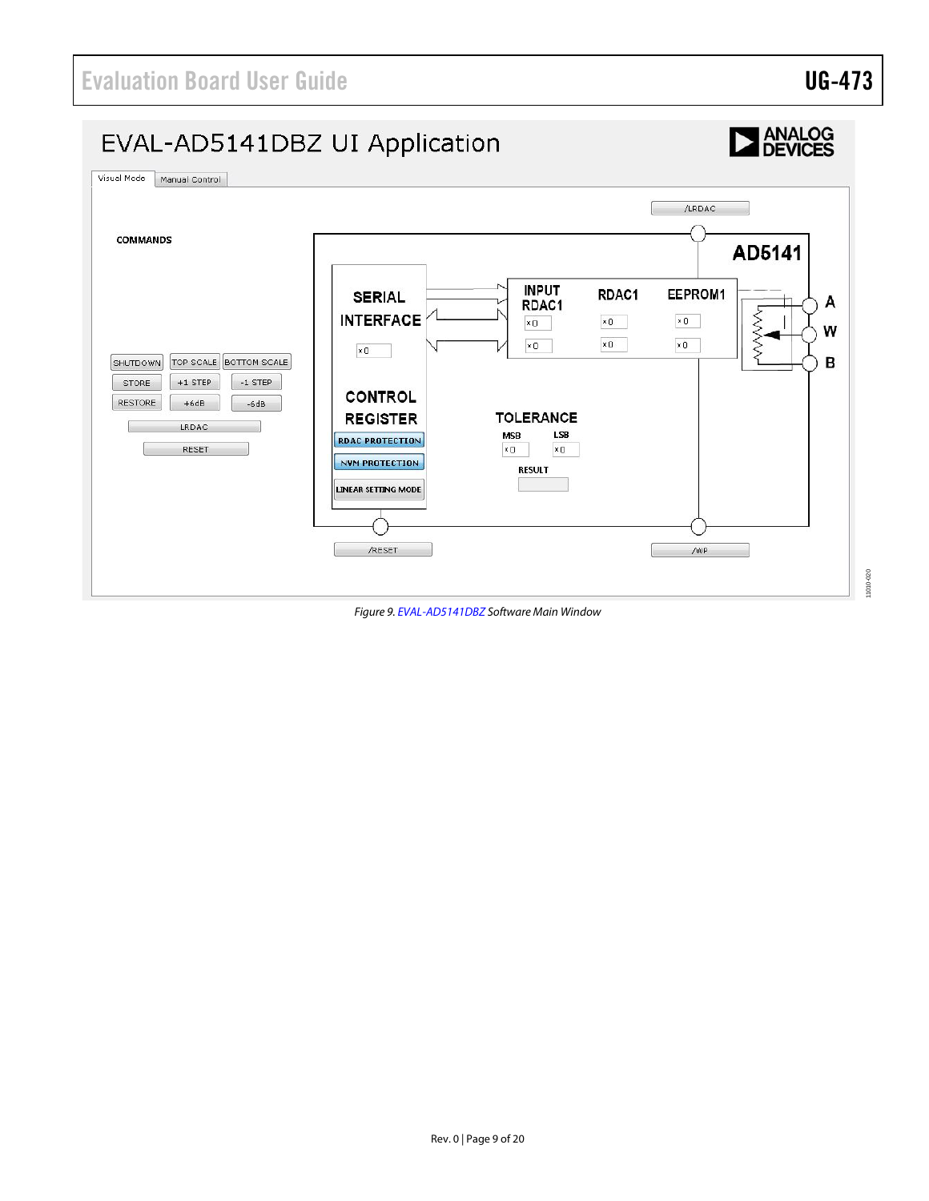*Figure 9. EVAL-AD5141DBZ Software Main Window*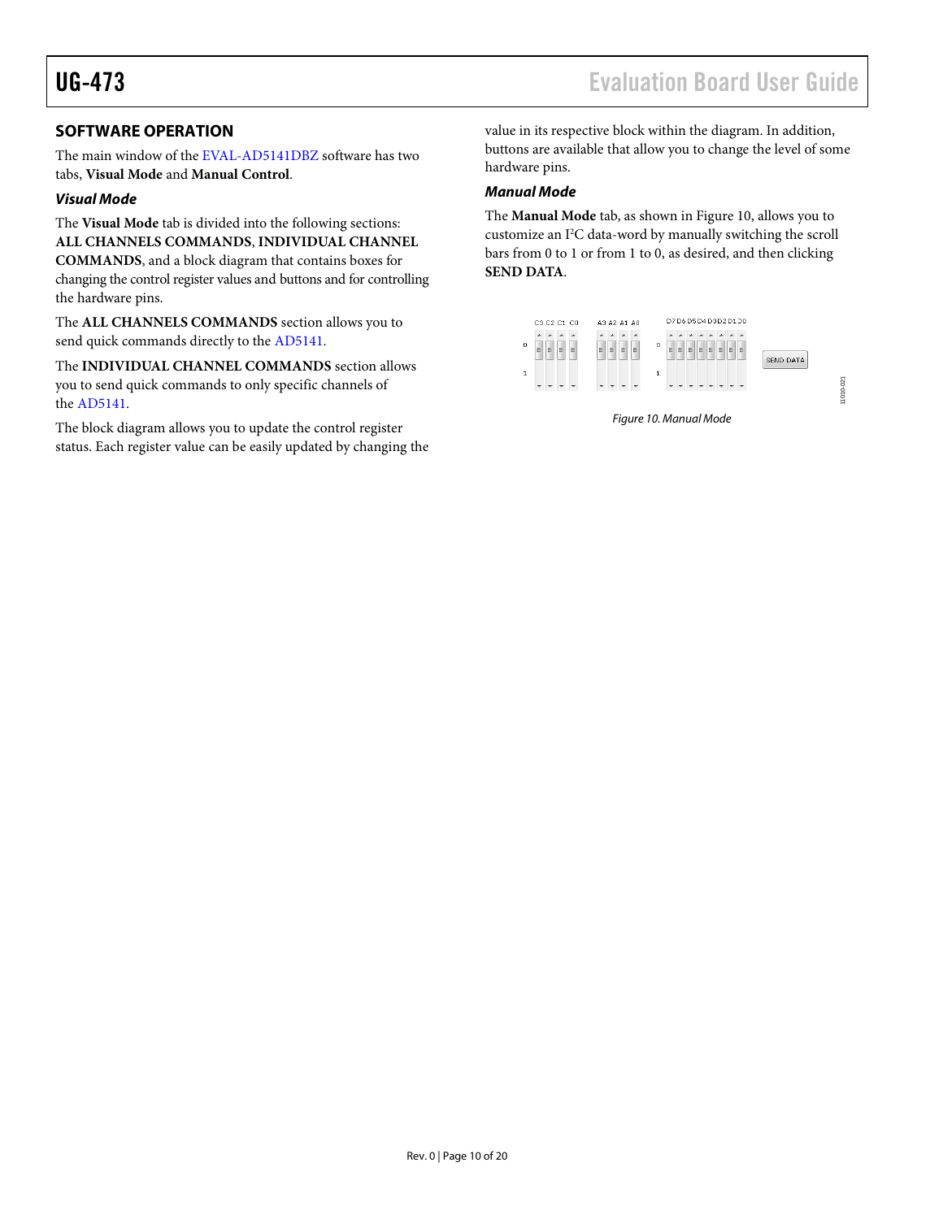## SOFTWARE OPERATION

The main window of the EVAL-AD5141DBZ software has two tabs, **Visual Mode** and **Manual Control**.

### *Visual Mode*

The **Visual Mode** tab is divided into the following sections: **ALL CHANNELS COMMANDS**, **INDIVIDUAL CHANNEL COMMANDS**, and a block diagram that contains boxes for changing the control register values and buttons and for controlling the hardware pins.

The **ALL CHANNELS COMMANDS** section allows you to send quick commands directly to the AD5141.

The **INDIVIDUAL CHANNEL COMMANDS** section allows you to send quick commands to only specific channels of the AD5141.

The block diagram allows you to update the control register status. Each register value can be easily updated by changing the value in its respective block within the diagram. In addition, buttons are available that allow you to change the level of some hardware pins.

### *Manual Mode*

The **Manual Mode** tab, as shown in Figure 10, allows you to customize an I$^2$C data-word by manually switching the scroll bars from 0 to 1 or from 1 to 0, as desired, and then clicking **SEND DATA**.

Figure 10. Manual Mode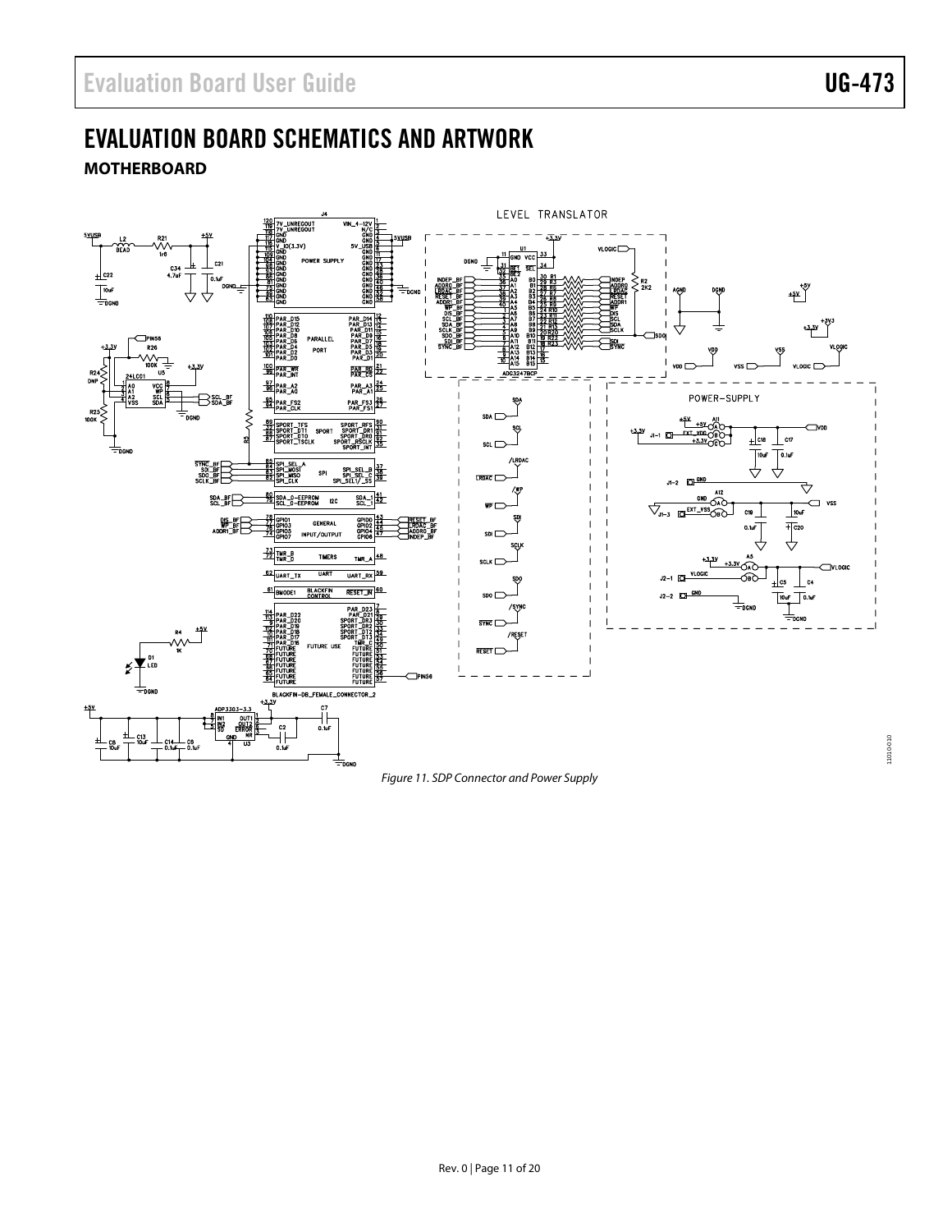# EVALUATION BOARD SCHEMATICS AND ARTWORK

## MOTHERBOARD

*Figure 11. SDP Connector and Power Supply*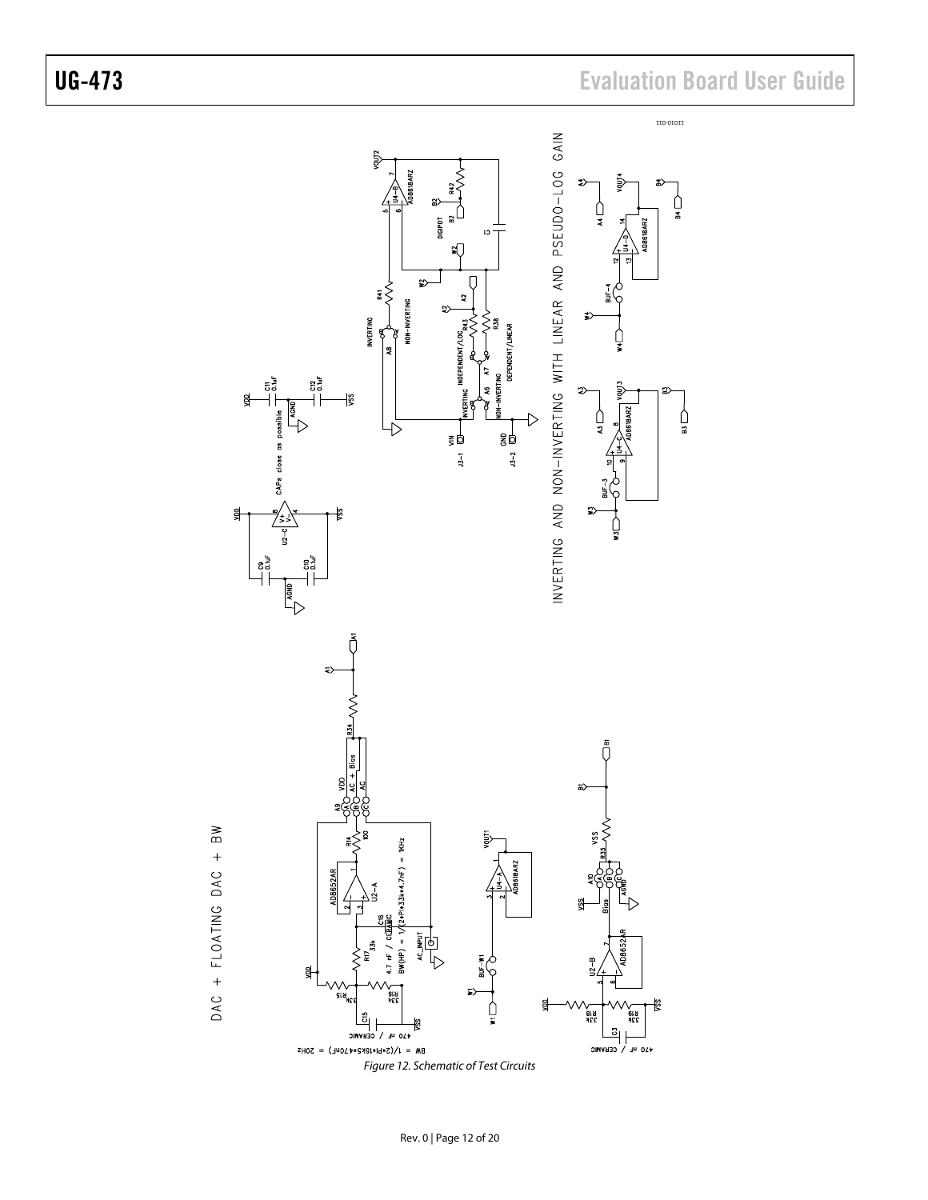Figure 12. Schematic of Test Circuits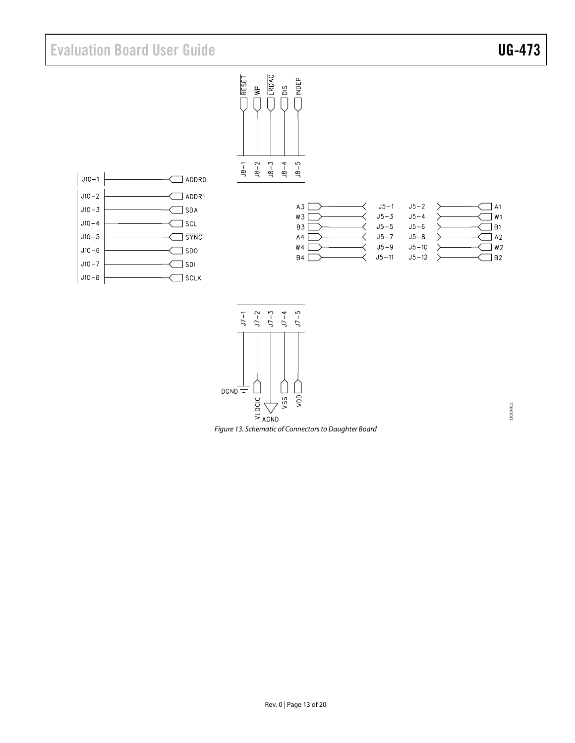Figure 13. Schematic of Connectors to Daughter Board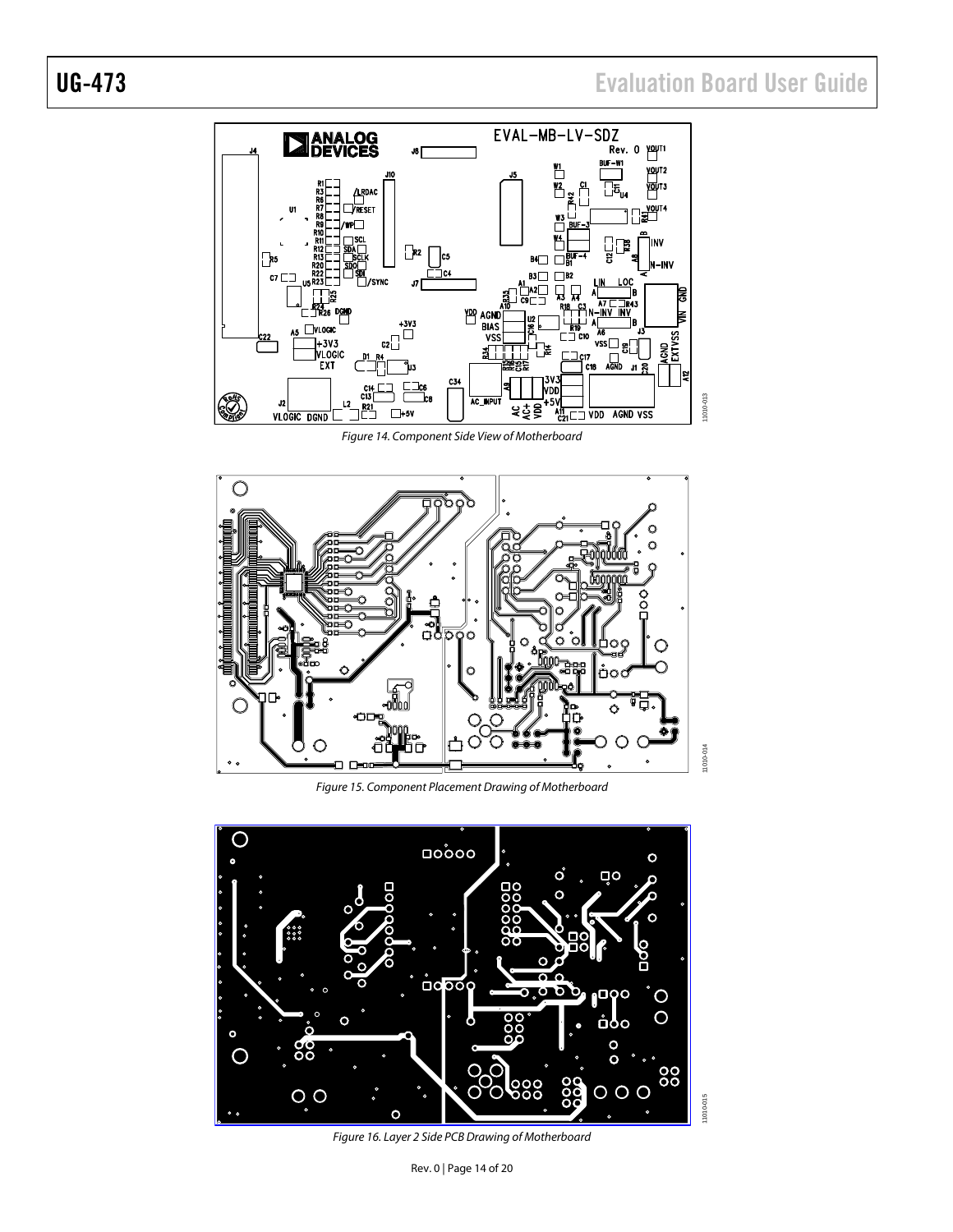Figure 14. Component Side View of Motherboard

Figure 15. Component Placement Drawing of Motherboard

Figure 16. Layer 2 Side PCB Drawing of Motherboard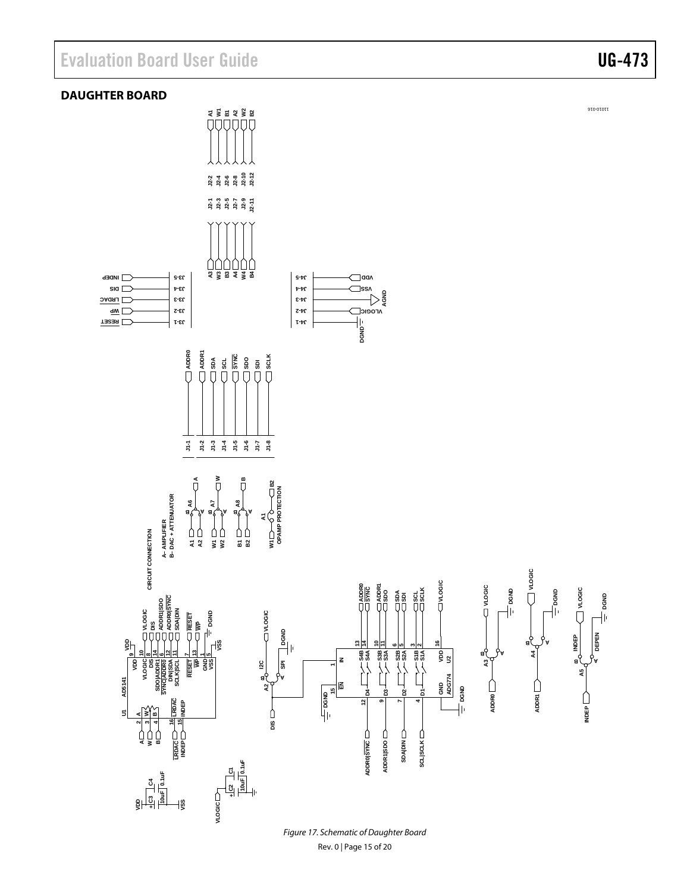## DAUGHTER BOARD

Figure 17. Schematic of Daughter Board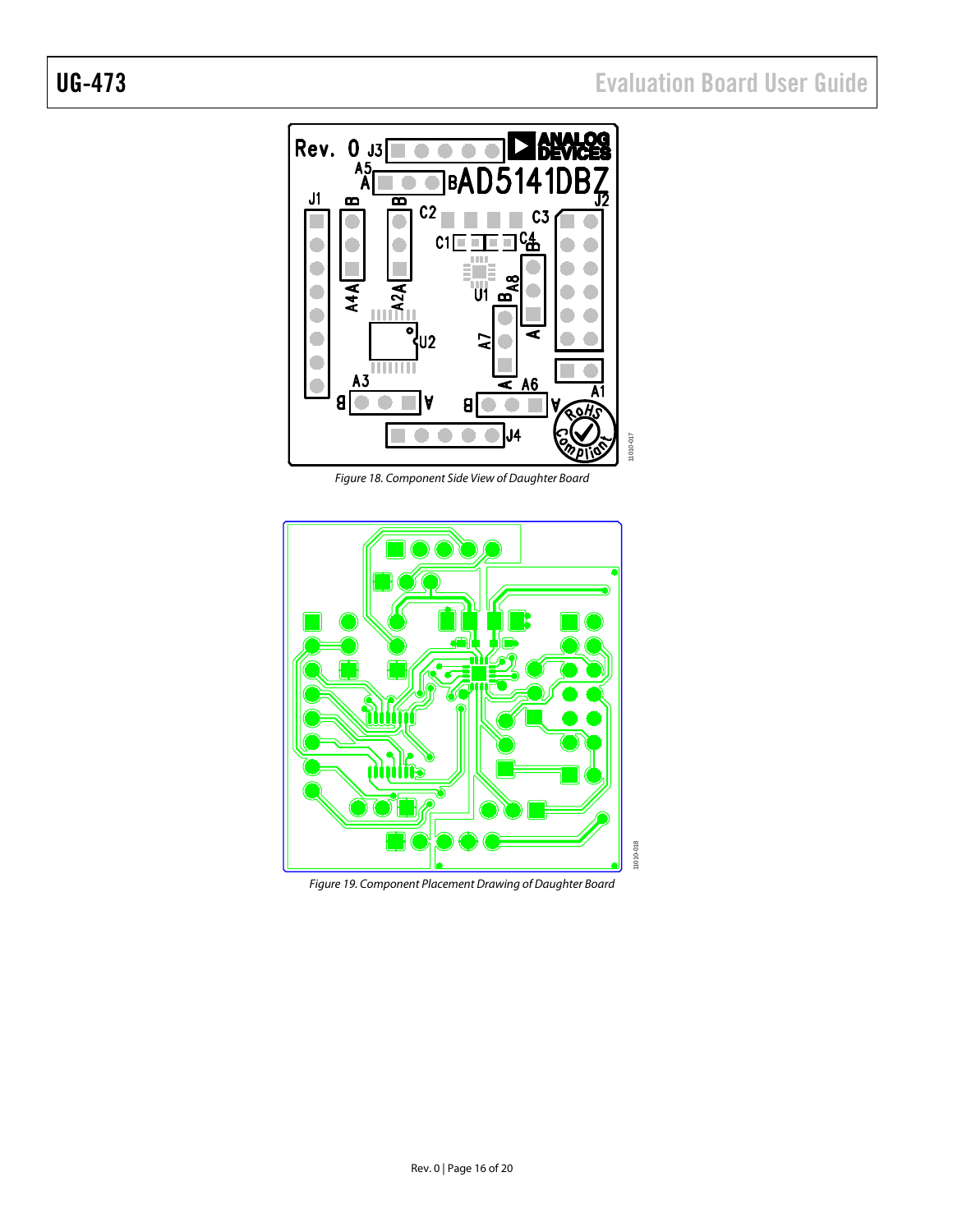Figure 18. Component Side View of Daughter Board

Figure 19. Component Placement Drawing of Daughter Board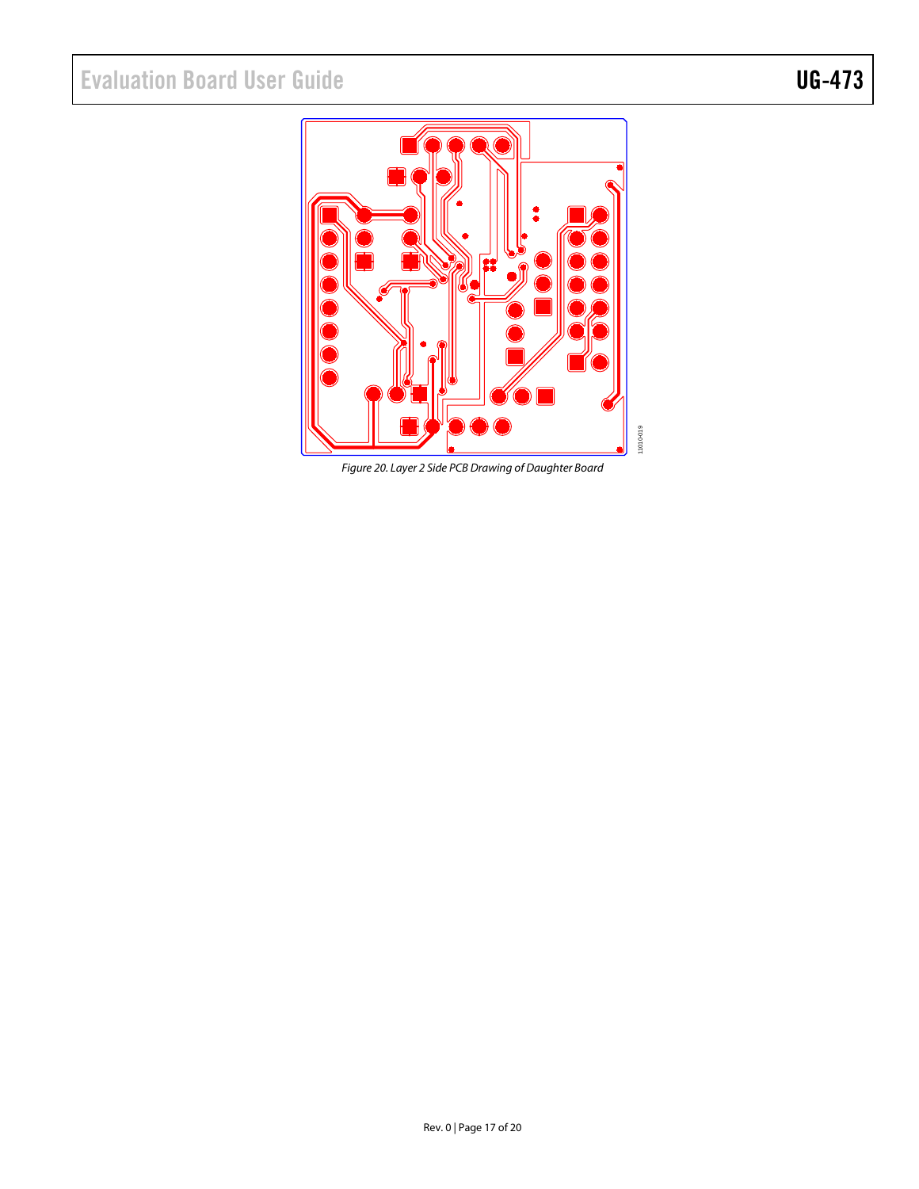Figure 20. Layer 2 Side PCB Drawing of Daughter Board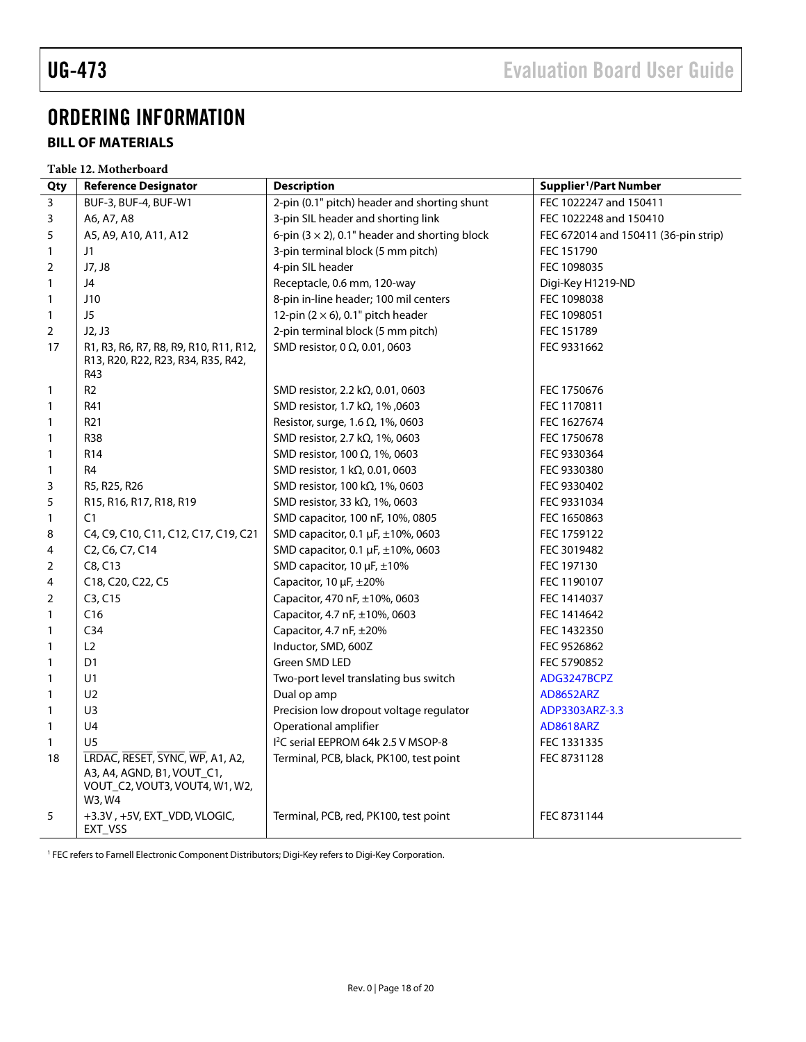# ORDERING INFORMATION

## BILL OF MATERIALS

**Table 12. Motherboard**

| Qty | Reference Designator | Description | Supplier[1]/Part Number |
|---|---|---|---|
| 3 | BUF-3, BUF-4, BUF-W1 | 2-pin (0.1" pitch) header and shorting shunt | FEC 1022247 and 150411 |
| 3 | A6, A7, A8 | 3-pin SIL header and shorting link | FEC 1022248 and 150410 |
| 5 | A5, A9, A10, A11, A12 | 6-pin (3 × 2), 0.1" header and shorting block | FEC 672014 and 150411 (36-pin strip) |
| 1 | J1 | 3-pin terminal block (5 mm pitch) | FEC 151790 |
| 2 | J7, J8 | 4-pin SIL header | FEC 1098035 |
| 1 | J4 | Receptacle, 0.6 mm, 120-way | Digi-Key H1219-ND |
| 1 | J10 | 8-pin in-line header; 100 mil centers | FEC 1098038 |
| 1 | J5 | 12-pin (2 × 6), 0.1" pitch header | FEC 1098051 |
| 2 | J2, J3 | 2-pin terminal block (5 mm pitch) | FEC 151789 |
| 17 | R1, R3, R6, R7, R8, R9, R10, R11, R12, R13, R20, R22, R23, R34, R35, R42, R43 | SMD resistor, 0 Ω, 0.01, 0603 | FEC 9331662 |
| 1 | R2 | SMD resistor, 2.2 kΩ, 0.01, 0603 | FEC 1750676 |
| 1 | R41 | SMD resistor, 1.7 kΩ, 1% ,0603 | FEC 1170811 |
| 1 | R21 | Resistor, surge, 1.6 Ω, 1%, 0603 | FEC 1627674 |
| 1 | R38 | SMD resistor, 2.7 kΩ, 1%, 0603 | FEC 1750678 |
| 1 | R14 | SMD resistor, 100 Ω, 1%, 0603 | FEC 9330364 |
| 1 | R4 | SMD resistor, 1 kΩ, 0.01, 0603 | FEC 9330380 |
| 3 | R5, R25, R26 | SMD resistor, 100 kΩ, 1%, 0603 | FEC 9330402 |
| 5 | R15, R16, R17, R18, R19 | SMD resistor, 33 kΩ, 1%, 0603 | FEC 9331034 |
| 1 | C1 | SMD capacitor, 100 nF, 10%, 0805 | FEC 1650863 |
| 8 | C4, C9, C10, C11, C12, C17, C19, C21 | SMD capacitor, 0.1 µF, ±10%, 0603 | FEC 1759122 |
| 4 | C2, C6, C7, C14 | SMD capacitor, 0.1 µF, ±10%, 0603 | FEC 3019482 |
| 2 | C8, C13 | SMD capacitor, 10 µF, ±10% | FEC 197130 |
| 4 | C18, C20, C22, C5 | Capacitor, 10 µF, ±20% | FEC 1190107 |
| 2 | C3, C15 | Capacitor, 470 nF, ±10%, 0603 | FEC 1414037 |
| 1 | C16 | Capacitor, 4.7 nF, ±10%, 0603 | FEC 1414642 |
| 1 | C34 | Capacitor, 4.7 nF, ±20% | FEC 1432350 |
| 1 | L2 | Inductor, SMD, 600Z | FEC 9526862 |
| 1 | D1 | Green SMD LED | FEC 5790852 |
| 1 | U1 | Two-port level translating bus switch | ADG3247BCPZ |
| 1 | U2 | Dual op amp | AD8652ARZ |
| 1 | U3 | Precision low dropout voltage regulator | ADP3303ARZ-3.3 |
| 1 | U4 | Operational amplifier | AD8618ARZ |
| 1 | U5 | I²C serial EEPROM 64k 2.5 V MSOP-8 | FEC 1331335 |
| 18 | $\overline{\text{LRDAC}}$, $\overline{\text{RESET}}$, $\overline{\text{SYNC}}$, $\overline{\text{WP}}$, A1, A2, A3, A4, AGND, B1, VOUT_C1, VOUT_C2, VOUT3, VOUT4, W1, W2, W3, W4 | Terminal, PCB, black, PK100, test point | FEC 8731128 |
| 5 | +3.3V , +5V, EXT_VDD, VLOGIC, EXT_VSS | Terminal, PCB, red, PK100, test point | FEC 8731144 |

[1] FEC refers to Farnell Electronic Component Distributors; Digi-Key refers to Digi-Key Corporation.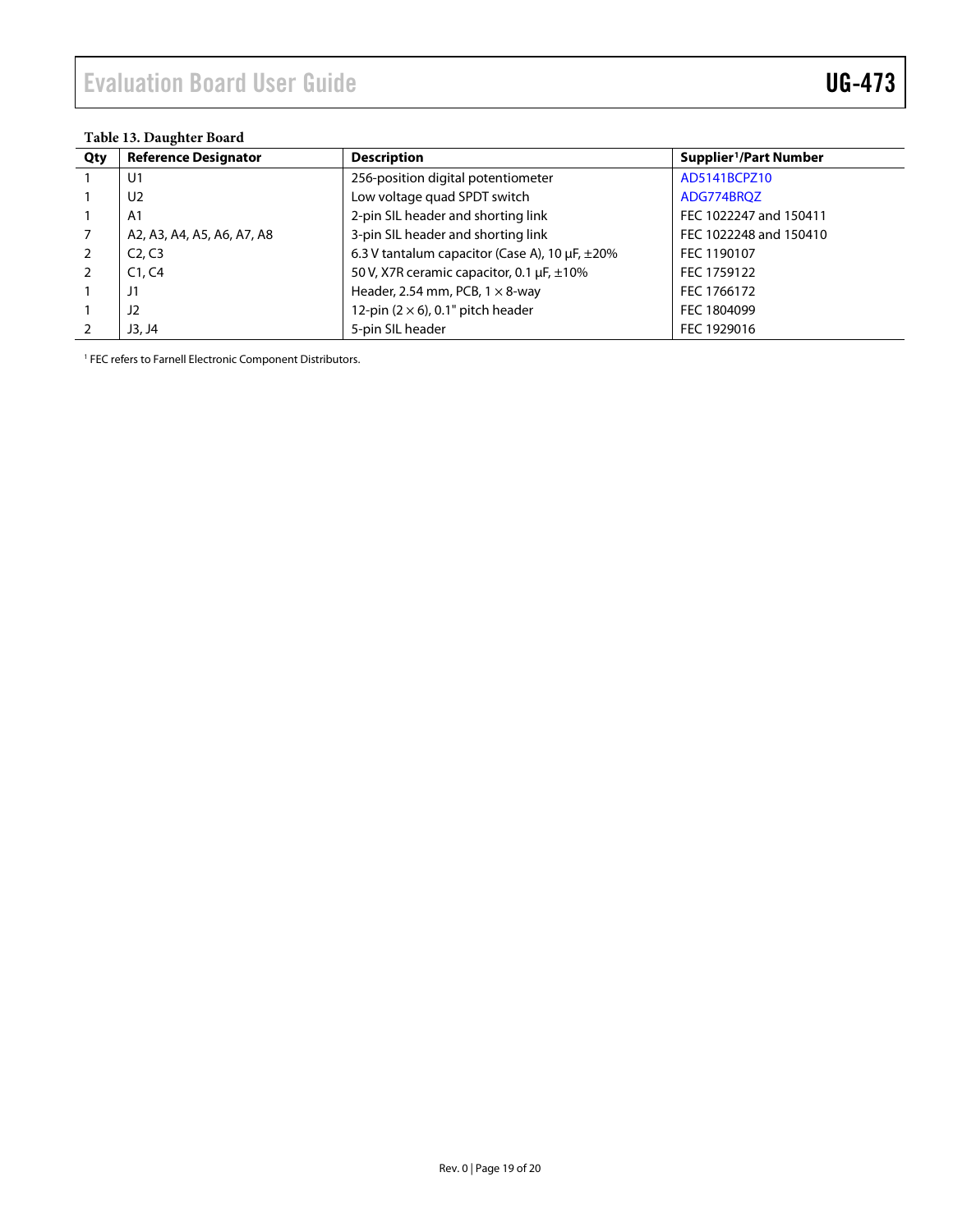**Table 13. Daughter Board**

| Qty | Reference Designator | Description | Supplier[1]/Part Number |
|---|---|---|---|
| 1 | U1 | 256-position digital potentiometer | AD5141BCPZ10 |
| 1 | U2 | Low voltage quad SPDT switch | ADG774BRQZ |
| 1 | A1 | 2-pin SIL header and shorting link | FEC 1022247 and 150411 |
| 7 | A2, A3, A4, A5, A6, A7, A8 | 3-pin SIL header and shorting link | FEC 1022248 and 150410 |
| 2 | C2, C3 | 6.3 V tantalum capacitor (Case A), 10 µF, ±20% | FEC 1190107 |
| 2 | C1, C4 | 50 V, X7R ceramic capacitor, 0.1 µF, ±10% | FEC 1759122 |
| 1 | J1 | Header, 2.54 mm, PCB, 1 × 8-way | FEC 1766172 |
| 1 | J2 | 12-pin (2 × 6), 0.1" pitch header | FEC 1804099 |
| 2 | J3, J4 | 5-pin SIL header | FEC 1929016 |

[1] FEC refers to Farnell Electronic Component Distributors.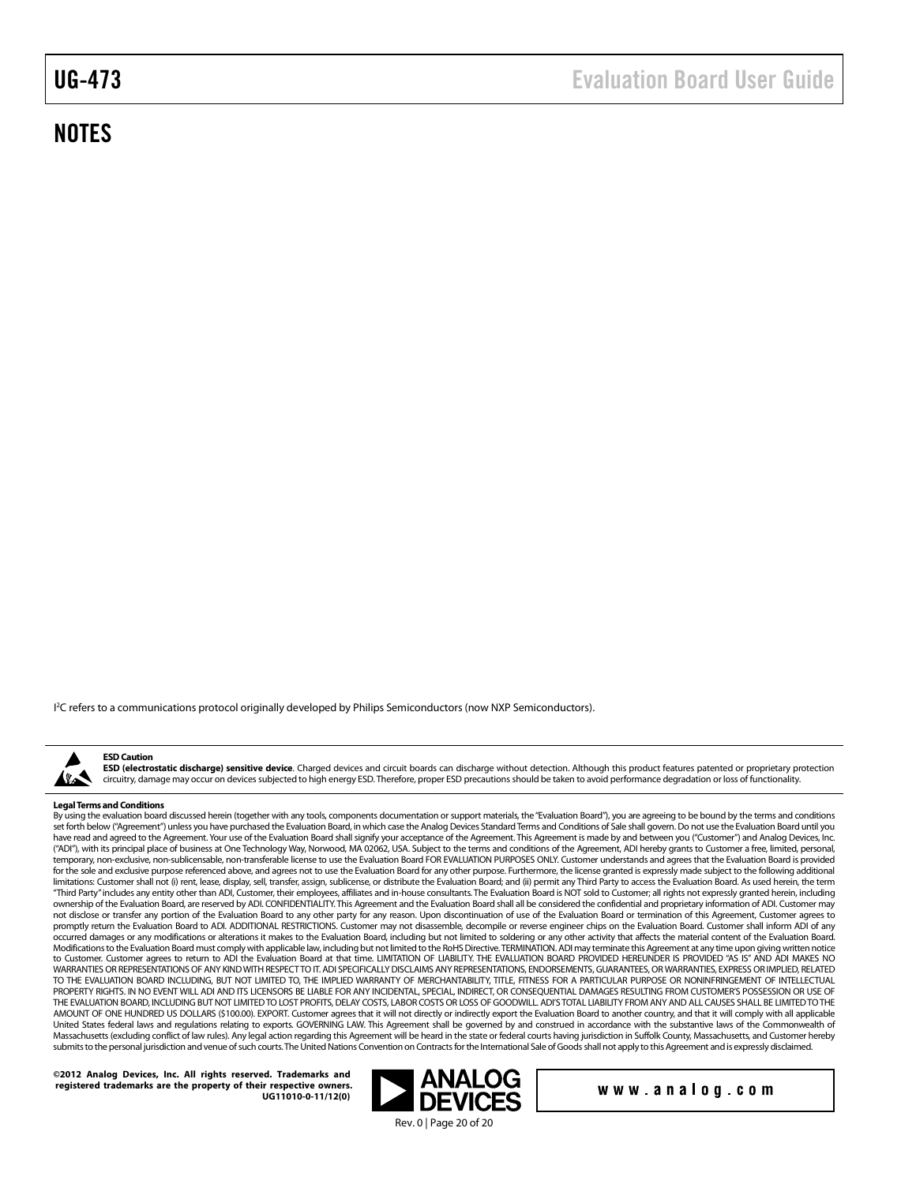## NOTES

$I^2C$ refers to a communications protocol originally developed by Philips Semiconductors (now NXP Semiconductors).

**ESD Caution**

**ESD (electrostatic discharge) sensitive device**. Charged devices and circuit boards can discharge without detection. Although this product features patented or proprietary protection circuitry, damage may occur on devices subjected to high energy ESD. Therefore, proper ESD precautions should be taken to avoid performance degradation or loss of functionality.

**Legal Terms and Conditions**

By using the evaluation board discussed herein (together with any tools, components documentation or support materials, the "Evaluation Board"), you are agreeing to be bound by the terms and conditions set forth below ("Agreement") unless you have purchased the Evaluation Board, in which case the Analog Devices Standard Terms and Conditions of Sale shall govern. Do not use the Evaluation Board until you have read and agreed to the Agreement. Your use of the Evaluation Board shall signify your acceptance of the Agreement. This Agreement is made by and between you ("Customer") and Analog Devices, Inc. ("ADI"), with its principal place of business at One Technology Way, Norwood, MA 02062, USA. Subject to the terms and conditions of the Agreement, ADI hereby grants to Customer a free, limited, personal, temporary, non-exclusive, non-sublicensable, non-transferable license to use the Evaluation Board FOR EVALUATION PURPOSES ONLY. Customer understands and agrees that the Evaluation Board is provided for the sole and exclusive purpose referenced above, and agrees not to use the Evaluation Board for any other purpose. Furthermore, the license granted is expressly made subject to the following additional limitations: Customer shall not (i) rent, lease, display, sell, transfer, assign, sublicense, or distribute the Evaluation Board; and (ii) permit any Third Party to access the Evaluation Board. As used herein, the term "Third Party" includes any entity other than ADI, Customer, their employees, affiliates and in-house consultants. The Evaluation Board is NOT sold to Customer; all rights not expressly granted herein, including ownership of the Evaluation Board, are reserved by ADI. CONFIDENTIALITY. This Agreement and the Evaluation Board shall all be considered the confidential and proprietary information of ADI. Customer may not disclose or transfer any portion of the Evaluation Board to any other party for any reason. Upon discontinuation of use of the Evaluation Board or termination of this Agreement, Customer agrees to promptly return the Evaluation Board to ADI. ADDITIONAL RESTRICTIONS. Customer may not disassemble, decompile or reverse engineer chips on the Evaluation Board. Customer shall inform ADI of any occurred damages or any modifications or alterations it makes to the Evaluation Board, including but not limited to soldering or any other activity that affects the material content of the Evaluation Board. Modifications to the Evaluation Board must comply with applicable law, including but not limited to the RoHS Directive. TERMINATION. ADI may terminate this Agreement at any time upon giving written notice to Customer. Customer agrees to return to ADI the Evaluation Board at that time. LIMITATION OF LIABILITY. THE EVALUATION BOARD PROVIDED HEREUNDER IS PROVIDED "AS IS" AND ADI MAKES NO WARRANTIES OR REPRESENTATIONS OF ANY KIND WITH RESPECT TO IT. ADI SPECIFICALLY DISCLAIMS ANY REPRESENTATIONS, ENDORSEMENTS, GUARANTEES, OR WARRANTIES, EXPRESS OR IMPLIED, RELATED TO THE EVALUATION BOARD INCLUDING, BUT NOT LIMITED TO, THE IMPLIED WARRANTY OF MERCHANTABILITY, TITLE, FITNESS FOR A PARTICULAR PURPOSE OR NONINFRINGEMENT OF INTELLECTUAL PROPERTY RIGHTS. IN NO EVENT WILL ADI AND ITS LICENSORS BE LIABLE FOR ANY INCIDENTAL, SPECIAL, INDIRECT, OR CONSEQUENTIAL DAMAGES RESULTING FROM CUSTOMER'S POSSESSION OR USE OF THE EVALUATION BOARD, INCLUDING BUT NOT LIMITED TO LOST PROFITS, DELAY COSTS, LABOR COSTS OR LOSS OF GOODWILL. ADI'S TOTAL LIABILITY FROM ANY AND ALL CAUSES SHALL BE LIMITED TO THE AMOUNT OF ONE HUNDRED US DOLLARS ($100.00). EXPORT. Customer agrees that it will not directly or indirectly export the Evaluation Board to another country, and that it will comply with all applicable United States federal laws and regulations relating to exports. GOVERNING LAW. This Agreement shall be governed by and construed in accordance with the substantive laws of the Commonwealth of Massachusetts (excluding conflict of law rules). Any legal action regarding this Agreement will be heard in the state or federal courts having jurisdiction in Suffolk County, Massachusetts, and Customer hereby submits to the personal jurisdiction and venue of such courts. The United Nations Convention on Contracts for the International Sale of Goods shall not apply to this Agreement and is expressly disclaimed.

**©2012 Analog Devices, Inc. All rights reserved. Trademarks and registered trademarks are the property of their respective owners. UG11010-0-11/12(0)**

ANALOG DEVICES

www.analog.com